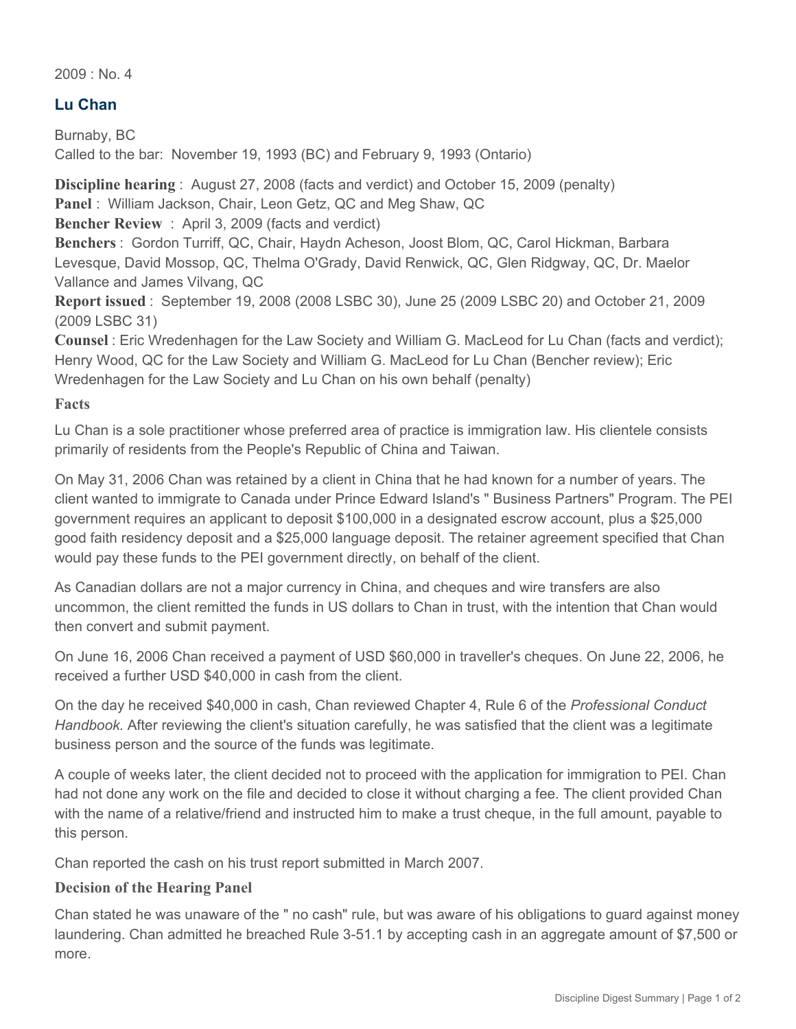2009 : No. 4

## Lu Chan

Burnaby, BC
Called to the bar: November 19, 1993 (BC) and February 9, 1993 (Ontario)

**Discipline hearing** : August 27, 2008 (facts and verdict) and October 15, 2009 (penalty)
**Panel** : William Jackson, Chair, Leon Getz, QC and Meg Shaw, QC
**Bencher Review** : April 3, 2009 (facts and verdict)
**Benchers** : Gordon Turriff, QC, Chair, Haydn Acheson, Joost Blom, QC, Carol Hickman, Barbara Levesque, David Mossop, QC, Thelma O'Grady, David Renwick, QC, Glen Ridgway, QC, Dr. Maelor Vallance and James Vilvang, QC
**Report issued** : September 19, 2008 (2008 LSBC 30), June 25 (2009 LSBC 20) and October 21, 2009 (2009 LSBC 31)
**Counsel** : Eric Wredenhagen for the Law Society and William G. MacLeod for Lu Chan (facts and verdict); Henry Wood, QC for the Law Society and William G. MacLeod for Lu Chan (Bencher review); Eric Wredenhagen for the Law Society and Lu Chan on his own behalf (penalty)

### Facts

Lu Chan is a sole practitioner whose preferred area of practice is immigration law. His clientele consists primarily of residents from the People's Republic of China and Taiwan.

On May 31, 2006 Chan was retained by a client in China that he had known for a number of years. The client wanted to immigrate to Canada under Prince Edward Island's " Business Partners" Program. The PEI government requires an applicant to deposit $100,000 in a designated escrow account, plus a $25,000 good faith residency deposit and a $25,000 language deposit. The retainer agreement specified that Chan would pay these funds to the PEI government directly, on behalf of the client.

As Canadian dollars are not a major currency in China, and cheques and wire transfers are also uncommon, the client remitted the funds in US dollars to Chan in trust, with the intention that Chan would then convert and submit payment.

On June 16, 2006 Chan received a payment of USD $60,000 in traveller's cheques. On June 22, 2006, he received a further USD $40,000 in cash from the client.

On the day he received $40,000 in cash, Chan reviewed Chapter 4, Rule 6 of the *Professional Conduct Handbook*. After reviewing the client's situation carefully, he was satisfied that the client was a legitimate business person and the source of the funds was legitimate.

A couple of weeks later, the client decided not to proceed with the application for immigration to PEI. Chan had not done any work on the file and decided to close it without charging a fee. The client provided Chan with the name of a relative/friend and instructed him to make a trust cheque, in the full amount, payable to this person.

Chan reported the cash on his trust report submitted in March 2007.

### Decision of the Hearing Panel

Chan stated he was unaware of the " no cash" rule, but was aware of his obligations to guard against money laundering. Chan admitted he breached Rule 3-51.1 by accepting cash in an aggregate amount of $7,500 or more.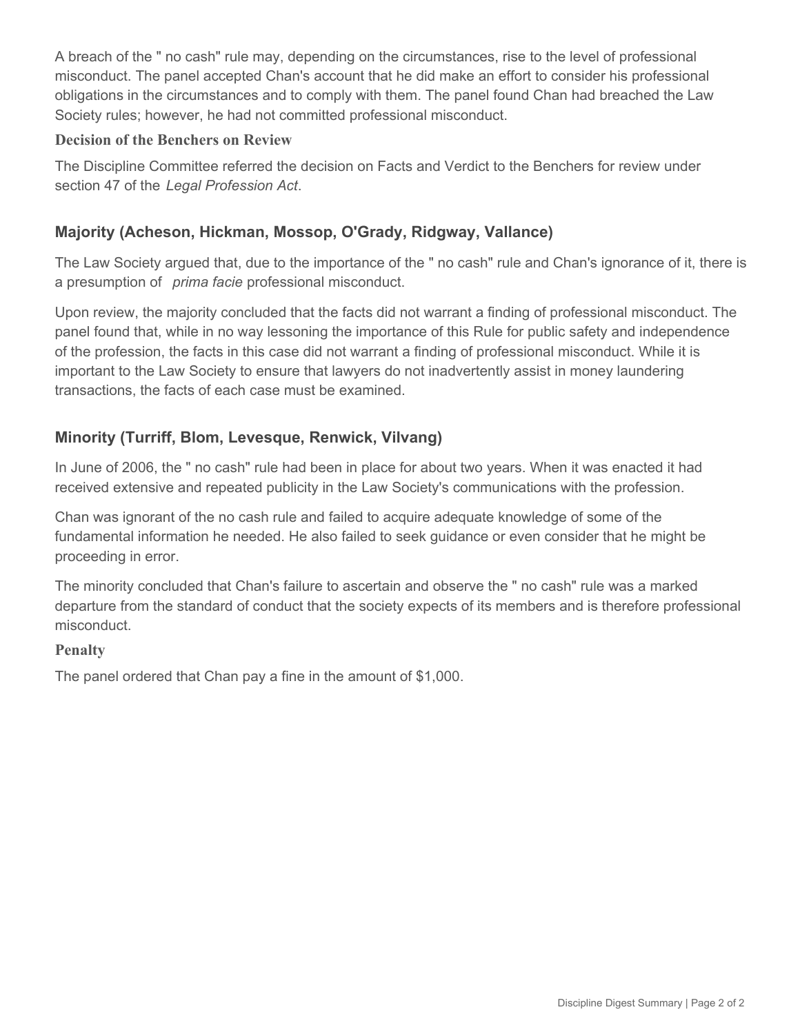A breach of the " no cash" rule may, depending on the circumstances, rise to the level of professional misconduct. The panel accepted Chan's account that he did make an effort to consider his professional obligations in the circumstances and to comply with them. The panel found Chan had breached the Law Society rules; however, he had not committed professional misconduct.

### Decision of the Benchers on Review

The Discipline Committee referred the decision on Facts and Verdict to the Benchers for review under section 47 of the *Legal Profession Act*.

## Majority (Acheson, Hickman, Mossop, O'Grady, Ridgway, Vallance)

The Law Society argued that, due to the importance of the " no cash" rule and Chan's ignorance of it, there is a presumption of *prima facie* professional misconduct.

Upon review, the majority concluded that the facts did not warrant a finding of professional misconduct. The panel found that, while in no way lessoning the importance of this Rule for public safety and independence of the profession, the facts in this case did not warrant a finding of professional misconduct. While it is important to the Law Society to ensure that lawyers do not inadvertently assist in money laundering transactions, the facts of each case must be examined.

## Minority (Turriff, Blom, Levesque, Renwick, Vilvang)

In June of 2006, the " no cash" rule had been in place for about two years. When it was enacted it had received extensive and repeated publicity in the Law Society's communications with the profession.

Chan was ignorant of the no cash rule and failed to acquire adequate knowledge of some of the fundamental information he needed. He also failed to seek guidance or even consider that he might be proceeding in error.

The minority concluded that Chan's failure to ascertain and observe the " no cash" rule was a marked departure from the standard of conduct that the society expects of its members and is therefore professional misconduct.

### Penalty

The panel ordered that Chan pay a fine in the amount of $1,000.